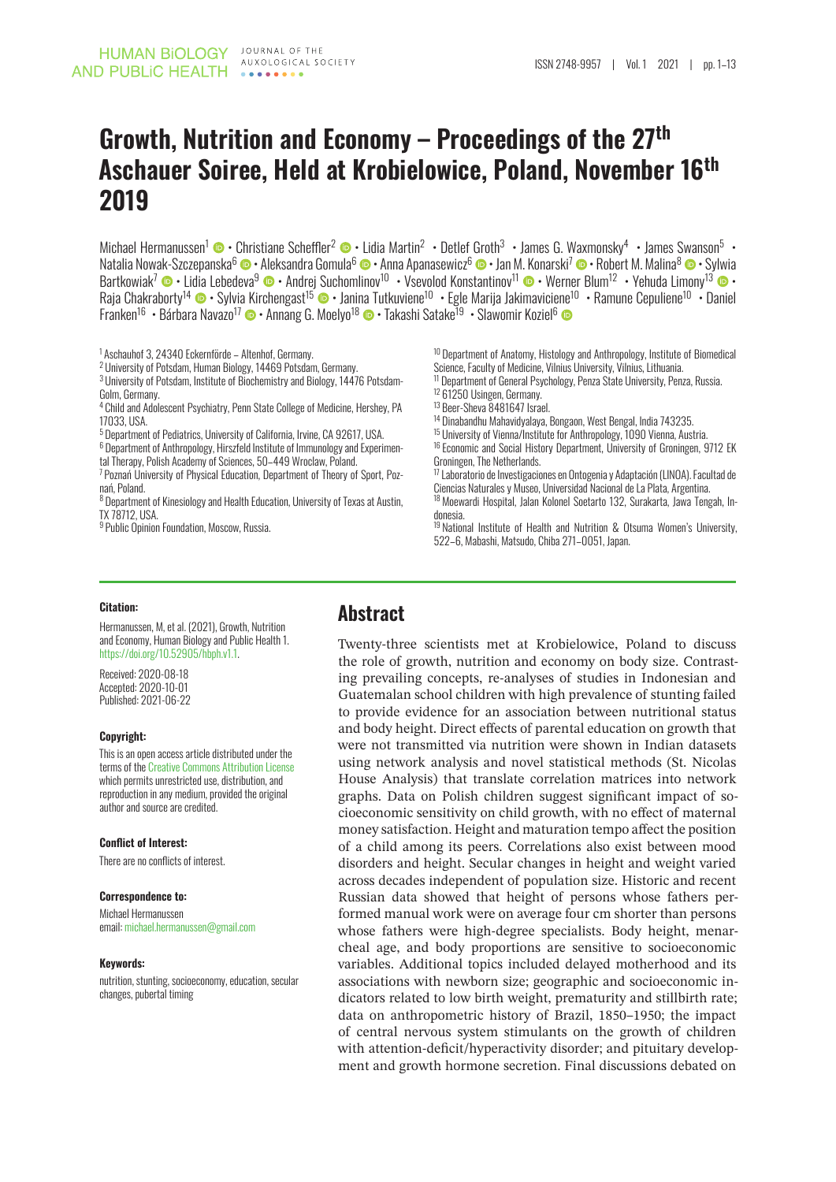# Growth, Nutrition and Economy – Proceedings of the 27th Aschauer Soiree, Held at Krobielowice, Poland, November 16th 2019

Michael Hermanussen[1] • Christiane Scheffler[2] • Lidia Martin[2] • Detlef Groth[3] • James G. Waxmonsky[4] • James Swanson[5] • Natalia Nowak-Szczepanska[6] • Aleksandra Gomula[6] • Anna Apanasewicz[6] • Jan M. Konarski[7] • Robert M. Malina[8] • Sylwia Bartkowiak[7] • Lidia Lebedeva[9] • Andrej Suchomlinov[10] • Vsevolod Konstantinov[11] • Werner Blum[12] • Yehuda Limony[13] • Raja Chakraborty[14] • Sylvia Kirchengast[15] • Janina Tutkuviene[10] • Egle Marija Jakimaviciene[10] • Ramune Cepuliene[10] • Daniel Franken[16] • Bárbara Navazo[17] • Annang G. Moelyo[18] • Takashi Satake[19] • Slawomir Koziel[6]

[1] Aschauhof 3, 24340 Eckernförde – Altenhof, Germany.
[2] University of Potsdam, Human Biology, 14469 Potsdam, Germany.
[3] University of Potsdam, Institute of Biochemistry and Biology, 14476 Potsdam-Golm, Germany.
[4] Child and Adolescent Psychiatry, Penn State College of Medicine, Hershey, PA 17033, USA.
[5] Department of Pediatrics, University of California, Irvine, CA 92617, USA.
[6] Department of Anthropology, Hirszfeld Institute of Immunology and Experimental Therapy, Polish Academy of Sciences, 50–449 Wroclaw, Poland.
[7] Poznań University of Physical Education, Department of Theory of Sport, Poznań, Poland.
[8] Department of Kinesiology and Health Education, University of Texas at Austin, TX 78712, USA.
[9] Public Opinion Foundation, Moscow, Russia.
[10] Department of Anatomy, Histology and Anthropology, Institute of Biomedical Science, Faculty of Medicine, Vilnius University, Vilnius, Lithuania.
[11] Department of General Psychology, Penza State University, Penza, Russia.
[12] 61250 Usingen, Germany.
[13] Beer-Sheva 8481647 Israel.
[14] Dinabandhu Mahavidyalaya, Bongaon, West Bengal, India 743235.
[15] University of Vienna/Institute for Anthropology, 1090 Vienna, Austria.
[16] Economic and Social History Department, University of Groningen, 9712 EK Groningen, The Netherlands.
[17] Laboratorio de Investigaciones en Ontogenia y Adaptación (LINOA). Facultad de Ciencias Naturales y Museo, Universidad Nacional de La Plata, Argentina.
[18] Moewardi Hospital, Jalan Kolonel Soetarto 132, Surakarta, Jawa Tengah, Indonesia.
[19] National Institute of Health and Nutrition & Otsuma Women's University, 522–6, Mabashi, Matsudo, Chiba 271–0051, Japan.

**Citation:**

Hermanussen, M, et al. (2021), Growth, Nutrition and Economy, Human Biology and Public Health 1. https://doi.org/10.52905/hbph.v1.1.

Received: 2020-08-18
Accepted: 2020-10-01
Published: 2021-06-22

**Copyright:**

This is an open access article distributed under the terms of the Creative Commons Attribution License which permits unrestricted use, distribution, and reproduction in any medium, provided the original author and source are credited.

**Conflict of Interest:**

There are no conflicts of interest.

**Correspondence to:**

Michael Hermanussen
email: michael.hermanussen@gmail.com

**Keywords:**

nutrition, stunting, socioeconomy, education, secular changes, pubertal timing

## Abstract

Twenty-three scientists met at Krobielowice, Poland to discuss the role of growth, nutrition and economy on body size. Contrasting prevailing concepts, re-analyses of studies in Indonesian and Guatemalan school children with high prevalence of stunting failed to provide evidence for an association between nutritional status and body height. Direct effects of parental education on growth that were not transmitted via nutrition were shown in Indian datasets using network analysis and novel statistical methods (St. Nicolas House Analysis) that translate correlation matrices into network graphs. Data on Polish children suggest significant impact of socioeconomic sensitivity on child growth, with no effect of maternal money satisfaction. Height and maturation tempo affect the position of a child among its peers. Correlations also exist between mood disorders and height. Secular changes in height and weight varied across decades independent of population size. Historic and recent Russian data showed that height of persons whose fathers performed manual work were on average four cm shorter than persons whose fathers were high-degree specialists. Body height, menarcheal age, and body proportions are sensitive to socioeconomic variables. Additional topics included delayed motherhood and its associations with newborn size; geographic and socioeconomic indicators related to low birth weight, prematurity and stillbirth rate; data on anthropometric history of Brazil, 1850–1950; the impact of central nervous system stimulants on the growth of children with attention-deficit/hyperactivity disorder; and pituitary development and growth hormone secretion. Final discussions debated on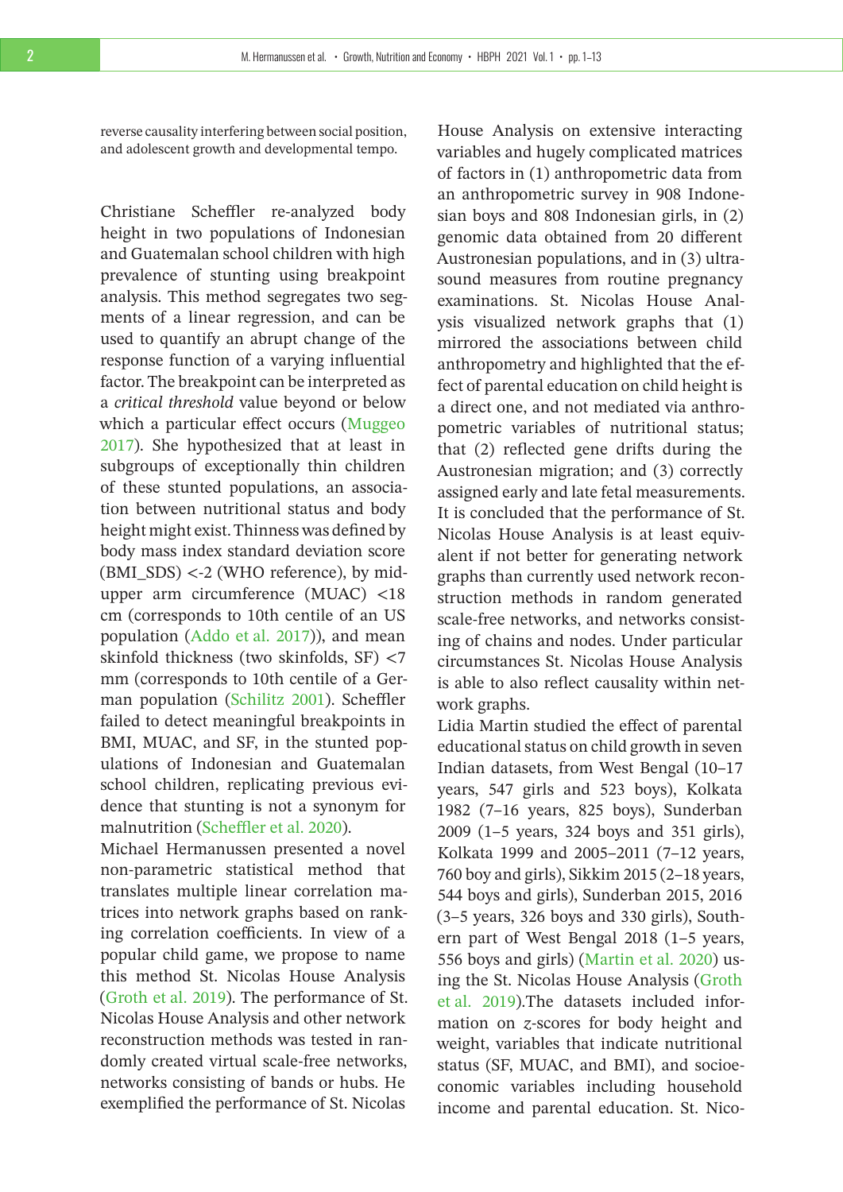reverse causality interfering between social position, and adolescent growth and developmental tempo.

Christiane Scheffler re-analyzed body height in two populations of Indonesian and Guatemalan school children with high prevalence of stunting using breakpoint analysis. This method segregates two segments of a linear regression, and can be used to quantify an abrupt change of the response function of a varying influential factor. The breakpoint can be interpreted as a *critical threshold* value beyond or below which a particular effect occurs (Muggeo 2017). She hypothesized that at least in subgroups of exceptionally thin children of these stunted populations, an association between nutritional status and body height might exist. Thinness was defined by body mass index standard deviation score (BMI_SDS) <-2 (WHO reference), by mid-upper arm circumference (MUAC) <18 cm (corresponds to 10th centile of an US population (Addo et al. 2017)), and mean skinfold thickness (two skinfolds, SF) <7 mm (corresponds to 10th centile of a German population (Schilitz 2001). Scheffler failed to detect meaningful breakpoints in BMI, MUAC, and SF, in the stunted populations of Indonesian and Guatemalan school children, replicating previous evidence that stunting is not a synonym for malnutrition (Scheffler et al. 2020).

Michael Hermanussen presented a novel non-parametric statistical method that translates multiple linear correlation matrices into network graphs based on ranking correlation coefficients. In view of a popular child game, we propose to name this method St. Nicolas House Analysis (Groth et al. 2019). The performance of St. Nicolas House Analysis and other network reconstruction methods was tested in randomly created virtual scale-free networks, networks consisting of bands or hubs. He exemplified the performance of St. Nicolas House Analysis on extensive interacting variables and hugely complicated matrices of factors in (1) anthropometric data from an anthropometric survey in 908 Indonesian boys and 808 Indonesian girls, in (2) genomic data obtained from 20 different Austronesian populations, and in (3) ultrasound measures from routine pregnancy examinations. St. Nicolas House Analysis visualized network graphs that (1) mirrored the associations between child anthropometry and highlighted that the effect of parental education on child height is a direct one, and not mediated via anthropometric variables of nutritional status; that (2) reflected gene drifts during the Austronesian migration; and (3) correctly assigned early and late fetal measurements. It is concluded that the performance of St. Nicolas House Analysis is at least equivalent if not better for generating network graphs than currently used network reconstruction methods in random generated scale-free networks, and networks consisting of chains and nodes. Under particular circumstances St. Nicolas House Analysis is able to also reflect causality within network graphs.

Lidia Martin studied the effect of parental educational status on child growth in seven Indian datasets, from West Bengal (10–17 years, 547 girls and 523 boys), Kolkata 1982 (7–16 years, 825 boys), Sunderban 2009 (1–5 years, 324 boys and 351 girls), Kolkata 1999 and 2005–2011 (7–12 years, 760 boy and girls), Sikkim 2015 (2–18 years, 544 boys and girls), Sunderban 2015, 2016 (3–5 years, 326 boys and 330 girls), Southern part of West Bengal 2018 (1–5 years, 556 boys and girls) (Martin et al. 2020) using the St. Nicolas House Analysis (Groth et al. 2019).The datasets included information on *z*-scores for body height and weight, variables that indicate nutritional status (SF, MUAC, and BMI), and socioeconomic variables including household income and parental education. St. Nico-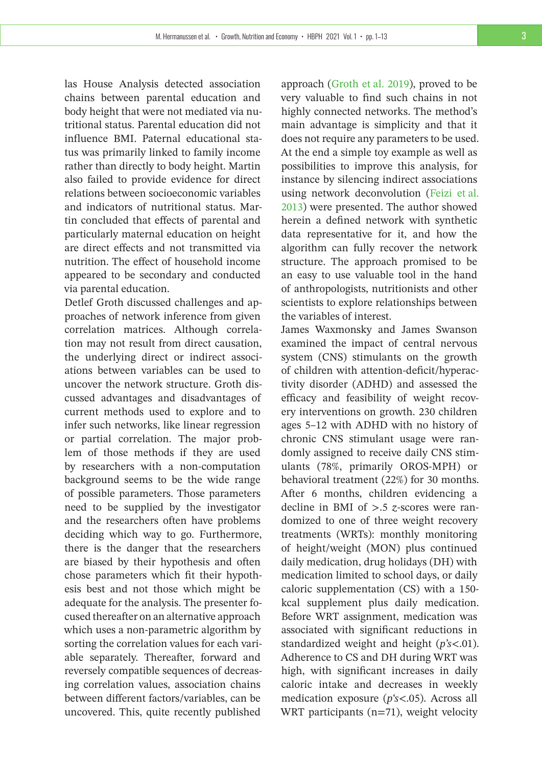las House Analysis detected association chains between parental education and body height that were not mediated via nutritional status. Parental education did not influence BMI. Paternal educational status was primarily linked to family income rather than directly to body height. Martin also failed to provide evidence for direct relations between socioeconomic variables and indicators of nutritional status. Martin concluded that effects of parental and particularly maternal education on height are direct effects and not transmitted via nutrition. The effect of household income appeared to be secondary and conducted via parental education.

Detlef Groth discussed challenges and approaches of network inference from given correlation matrices. Although correlation may not result from direct causation, the underlying direct or indirect associations between variables can be used to uncover the network structure. Groth discussed advantages and disadvantages of current methods used to explore and to infer such networks, like linear regression or partial correlation. The major problem of those methods if they are used by researchers with a non-computation background seems to be the wide range of possible parameters. Those parameters need to be supplied by the investigator and the researchers often have problems deciding which way to go. Furthermore, there is the danger that the researchers are biased by their hypothesis and often chose parameters which fit their hypothesis best and not those which might be adequate for the analysis. The presenter focused thereafter on an alternative approach which uses a non-parametric algorithm by sorting the correlation values for each variable separately. Thereafter, forward and reversely compatible sequences of decreasing correlation values, association chains between different factors/variables, can be uncovered. This, quite recently published approach (Groth et al. 2019), proved to be very valuable to find such chains in not highly connected networks. The method's main advantage is simplicity and that it does not require any parameters to be used. At the end a simple toy example as well as possibilities to improve this analysis, for instance by silencing indirect associations using network deconvolution (Feizi et al. 2013) were presented. The author showed herein a defined network with synthetic data representative for it, and how the algorithm can fully recover the network structure. The approach promised to be an easy to use valuable tool in the hand of anthropologists, nutritionists and other scientists to explore relationships between the variables of interest.

James Waxmonsky and James Swanson examined the impact of central nervous system (CNS) stimulants on the growth of children with attention-deficit/hyperactivity disorder (ADHD) and assessed the efficacy and feasibility of weight recovery interventions on growth. 230 children ages 5–12 with ADHD with no history of chronic CNS stimulant usage were randomly assigned to receive daily CNS stimulants (78%, primarily OROS-MPH) or behavioral treatment (22%) for 30 months. After 6 months, children evidencing a decline in BMI of >.5 *z*-scores were randomized to one of three weight recovery treatments (WRTs): monthly monitoring of height/weight (MON) plus continued daily medication, drug holidays (DH) with medication limited to school days, or daily caloric supplementation (CS) with a 150-kcal supplement plus daily medication. Before WRT assignment, medication was associated with significant reductions in standardized weight and height (*p's*<.01). Adherence to CS and DH during WRT was high, with significant increases in daily caloric intake and decreases in weekly medication exposure (*p's*<.05). Across all WRT participants (n=71), weight velocity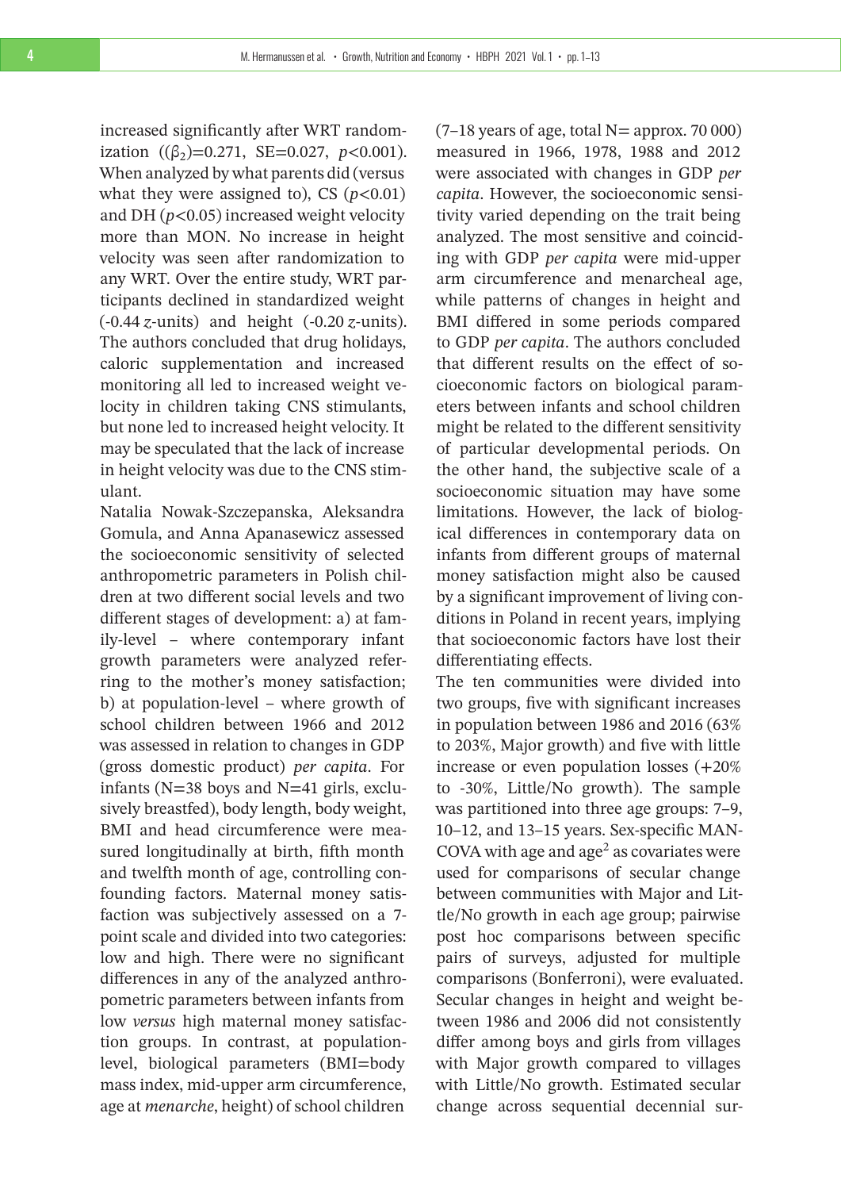increased significantly after WRT randomization (($\beta_2$)=0.271, SE=0.027, $p<0.001$). When analyzed by what parents did (versus what they were assigned to), CS ($p<0.01$) and DH ($p<0.05$) increased weight velocity more than MON. No increase in height velocity was seen after randomization to any WRT. Over the entire study, WRT participants declined in standardized weight (-0.44 *z*-units) and height (-0.20 *z*-units). The authors concluded that drug holidays, caloric supplementation and increased monitoring all led to increased weight velocity in children taking CNS stimulants, but none led to increased height velocity. It may be speculated that the lack of increase in height velocity was due to the CNS stimulant.

Natalia Nowak-Szczepanska, Aleksandra Gomula, and Anna Apanasewicz assessed the socioeconomic sensitivity of selected anthropometric parameters in Polish children at two different social levels and two different stages of development: a) at family-level – where contemporary infant growth parameters were analyzed referring to the mother's money satisfaction; b) at population-level – where growth of school children between 1966 and 2012 was assessed in relation to changes in GDP (gross domestic product) *per capita*. For infants (N=38 boys and N=41 girls, exclusively breastfed), body length, body weight, BMI and head circumference were measured longitudinally at birth, fifth month and twelfth month of age, controlling confounding factors. Maternal money satisfaction was subjectively assessed on a 7-point scale and divided into two categories: low and high. There were no significant differences in any of the analyzed anthropometric parameters between infants from low *versus* high maternal money satisfaction groups. In contrast, at population-level, biological parameters (BMI=body mass index, mid-upper arm circumference, age at *menarche*, height) of school children (7–18 years of age, total N= approx. 70 000) measured in 1966, 1978, 1988 and 2012 were associated with changes in GDP *per capita*. However, the socioeconomic sensitivity varied depending on the trait being analyzed. The most sensitive and coinciding with GDP *per capita* were mid-upper arm circumference and menarcheal age, while patterns of changes in height and BMI differed in some periods compared to GDP *per capita*. The authors concluded that different results on the effect of socioeconomic factors on biological parameters between infants and school children might be related to the different sensitivity of particular developmental periods. On the other hand, the subjective scale of a socioeconomic situation may have some limitations. However, the lack of biological differences in contemporary data on infants from different groups of maternal money satisfaction might also be caused by a significant improvement of living conditions in Poland in recent years, implying that socioeconomic factors have lost their differentiating effects.

The ten communities were divided into two groups, five with significant increases in population between 1986 and 2016 (63% to 203%, Major growth) and five with little increase or even population losses (+20% to -30%, Little/No growth). The sample was partitioned into three age groups: 7–9, 10–12, and 13–15 years. Sex-specific MANCOVA with age and $age^2$ as covariates were used for comparisons of secular change between communities with Major and Little/No growth in each age group; pairwise post hoc comparisons between specific pairs of surveys, adjusted for multiple comparisons (Bonferroni), were evaluated. Secular changes in height and weight between 1986 and 2006 did not consistently differ among boys and girls from villages with Major growth compared to villages with Little/No growth. Estimated secular change across sequential decennial sur-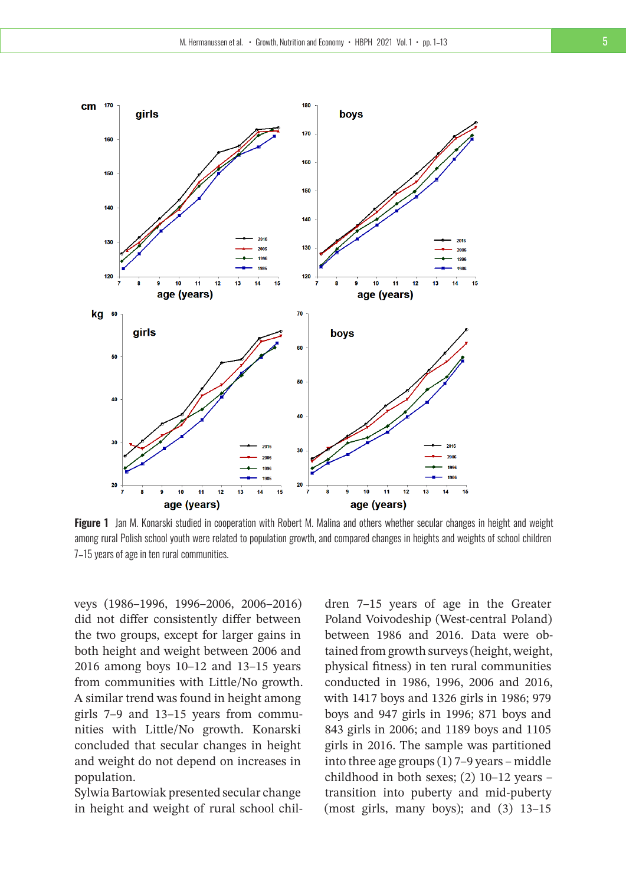**Figure 1** Jan M. Konarski studied in cooperation with Robert M. Malina and others whether secular changes in height and weight among rural Polish school youth were related to population growth, and compared changes in heights and weights of school children 7–15 years of age in ten rural communities.

veys (1986–1996, 1996–2006, 2006–2016) did not differ consistently differ between the two groups, except for larger gains in both height and weight between 2006 and 2016 among boys 10–12 and 13–15 years from communities with Little/No growth. A similar trend was found in height among girls 7–9 and 13–15 years from communities with Little/No growth. Konarski concluded that secular changes in height and weight do not depend on increases in population.

Sylwia Bartowiak presented secular change in height and weight of rural school children 7–15 years of age in the Greater Poland Voivodeship (West-central Poland) between 1986 and 2016. Data were obtained from growth surveys (height, weight, physical fitness) in ten rural communities conducted in 1986, 1996, 2006 and 2016, with 1417 boys and 1326 girls in 1986; 979 boys and 947 girls in 1996; 871 boys and 843 girls in 2006; and 1189 boys and 1105 girls in 2016. The sample was partitioned into three age groups (1) 7–9 years – middle childhood in both sexes; (2) 10–12 years – transition into puberty and mid-puberty (most girls, many boys); and (3) 13–15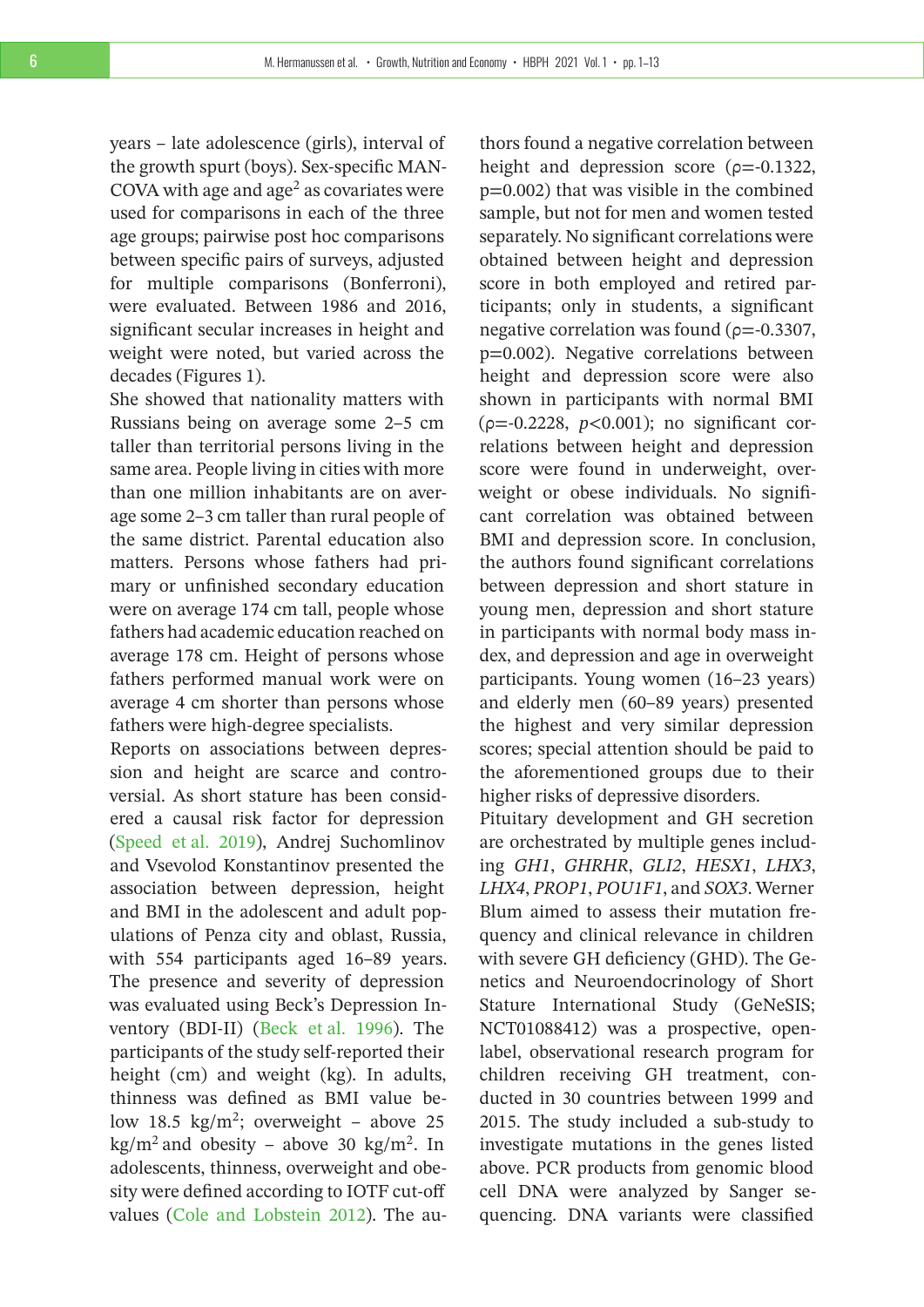years – late adolescence (girls), interval of the growth spurt (boys). Sex-specific MANCOVA with age and age$^2$ as covariates were used for comparisons in each of the three age groups; pairwise post hoc comparisons between specific pairs of surveys, adjusted for multiple comparisons (Bonferroni), were evaluated. Between 1986 and 2016, significant secular increases in height and weight were noted, but varied across the decades (Figures 1).

She showed that nationality matters with Russians being on average some 2–5 cm taller than territorial persons living in the same area. People living in cities with more than one million inhabitants are on average some 2–3 cm taller than rural people of the same district. Parental education also matters. Persons whose fathers had primary or unfinished secondary education were on average 174 cm tall, people whose fathers had academic education reached on average 178 cm. Height of persons whose fathers performed manual work were on average 4 cm shorter than persons whose fathers were high-degree specialists.

Reports on associations between depression and height are scarce and controversial. As short stature has been considered a causal risk factor for depression (Speed et al. 2019), Andrej Suchomlinov and Vsevolod Konstantinov presented the association between depression, height and BMI in the adolescent and adult populations of Penza city and oblast, Russia, with 554 participants aged 16–89 years. The presence and severity of depression was evaluated using Beck's Depression Inventory (BDI-II) (Beck et al. 1996). The participants of the study self-reported their height (cm) and weight (kg). In adults, thinness was defined as BMI value below 18.5 kg/m$^2$; overweight – above 25 kg/m$^2$ and obesity – above 30 kg/m$^2$. In adolescents, thinness, overweight and obesity were defined according to IOTF cut-off values (Cole and Lobstein 2012). The authors found a negative correlation between height and depression score ($\rho$=-0.1322, p=0.002) that was visible in the combined sample, but not for men and women tested separately. No significant correlations were obtained between height and depression score in both employed and retired participants; only in students, a significant negative correlation was found ($\rho$=-0.3307, p=0.002). Negative correlations between height and depression score were also shown in participants with normal BMI ($\rho$=-0.2228, $p$<0.001); no significant correlations between height and depression score were found in underweight, overweight or obese individuals. No significant correlation was obtained between BMI and depression score. In conclusion, the authors found significant correlations between depression and short stature in young men, depression and short stature in participants with normal body mass index, and depression and age in overweight participants. Young women (16–23 years) and elderly men (60–89 years) presented the highest and very similar depression scores; special attention should be paid to the aforementioned groups due to their higher risks of depressive disorders.

Pituitary development and GH secretion are orchestrated by multiple genes including *GH1*, *GHRHR*, *GLI2*, *HESX1*, *LHX3*, *LHX4*, *PROP1*, *POU1F1*, and *SOX3*. Werner Blum aimed to assess their mutation frequency and clinical relevance in children with severe GH deficiency (GHD). The Genetics and Neuroendocrinology of Short Stature International Study (GeNeSIS; NCT01088412) was a prospective, open-label, observational research program for children receiving GH treatment, conducted in 30 countries between 1999 and 2015. The study included a sub-study to investigate mutations in the genes listed above. PCR products from genomic blood cell DNA were analyzed by Sanger sequencing. DNA variants were classified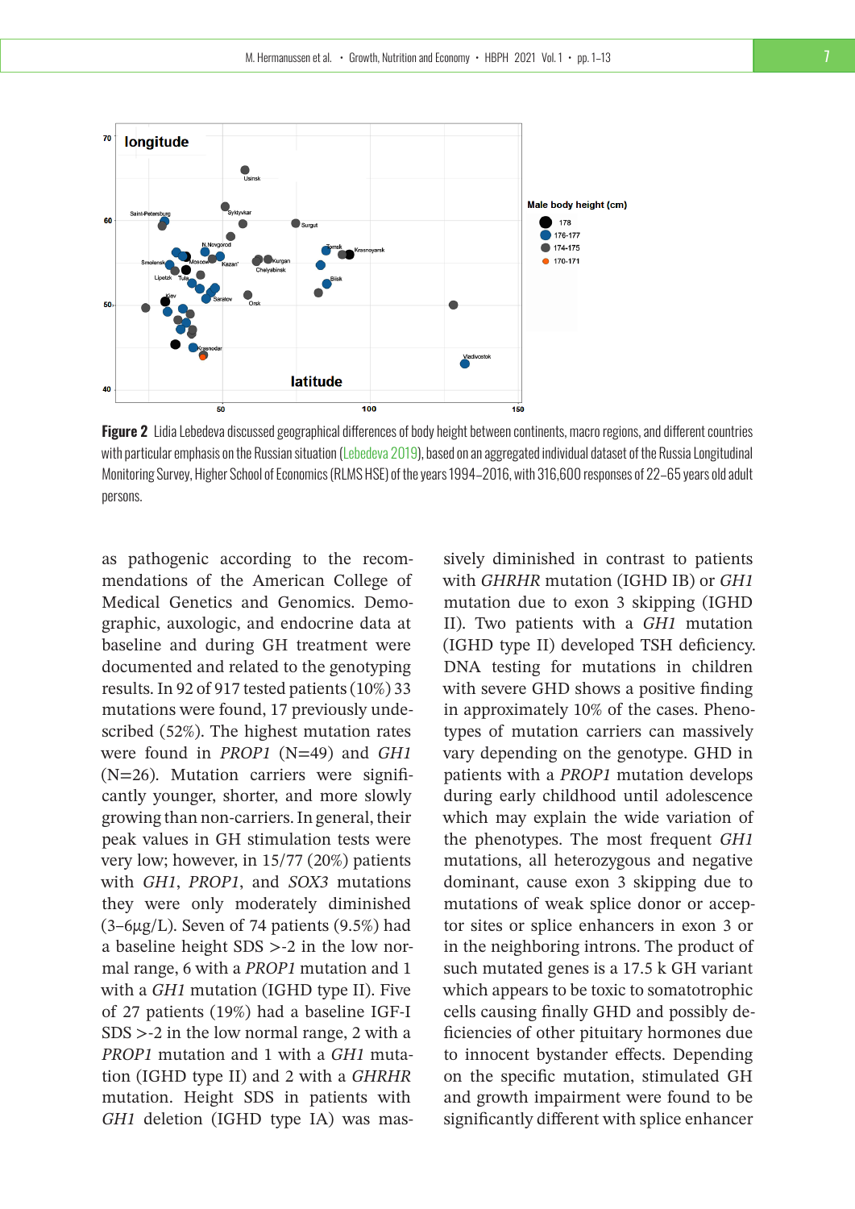**Figure 2** Lidia Lebedeva discussed geographical differences of body height between continents, macro regions, and different countries with particular emphasis on the Russian situation (Lebedeva 2019), based on an aggregated individual dataset of the Russia Longitudinal Monitoring Survey, Higher School of Economics (RLMS HSE) of the years 1994–2016, with 316,600 responses of 22–65 years old adult persons.

as pathogenic according to the recommendations of the American College of Medical Genetics and Genomics. Demographic, auxologic, and endocrine data at baseline and during GH treatment were documented and related to the genotyping results. In 92 of 917 tested patients (10%) 33 mutations were found, 17 previously undescribed (52%). The highest mutation rates were found in *PROP1* (N=49) and *GH1* (N=26). Mutation carriers were significantly younger, shorter, and more slowly growing than non-carriers. In general, their peak values in GH stimulation tests were very low; however, in 15/77 (20%) patients with *GH1*, *PROP1*, and *SOX3* mutations they were only moderately diminished (3–6μg/L). Seven of 74 patients (9.5%) had a baseline height SDS >-2 in the low normal range, 6 with a *PROP1* mutation and 1 with a *GH1* mutation (IGHD type II). Five of 27 patients (19%) had a baseline IGF-I SDS >-2 in the low normal range, 2 with a *PROP1* mutation and 1 with a *GH1* mutation (IGHD type II) and 2 with a *GHRHR* mutation. Height SDS in patients with *GH1* deletion (IGHD type IA) was massively diminished in contrast to patients with *GHRHR* mutation (IGHD IB) or *GH1* mutation due to exon 3 skipping (IGHD II). Two patients with a *GH1* mutation (IGHD type II) developed TSH deficiency. DNA testing for mutations in children with severe GHD shows a positive finding in approximately 10% of the cases. Phenotypes of mutation carriers can massively vary depending on the genotype. GHD in patients with a *PROP1* mutation develops during early childhood until adolescence which may explain the wide variation of the phenotypes. The most frequent *GH1* mutations, all heterozygous and negative dominant, cause exon 3 skipping due to mutations of weak splice donor or acceptor sites or splice enhancers in exon 3 or in the neighboring introns. The product of such mutated genes is a 17.5 k GH variant which appears to be toxic to somatotrophic cells causing finally GHD and possibly deficiencies of other pituitary hormones due to innocent bystander effects. Depending on the specific mutation, stimulated GH and growth impairment were found to be significantly different with splice enhancer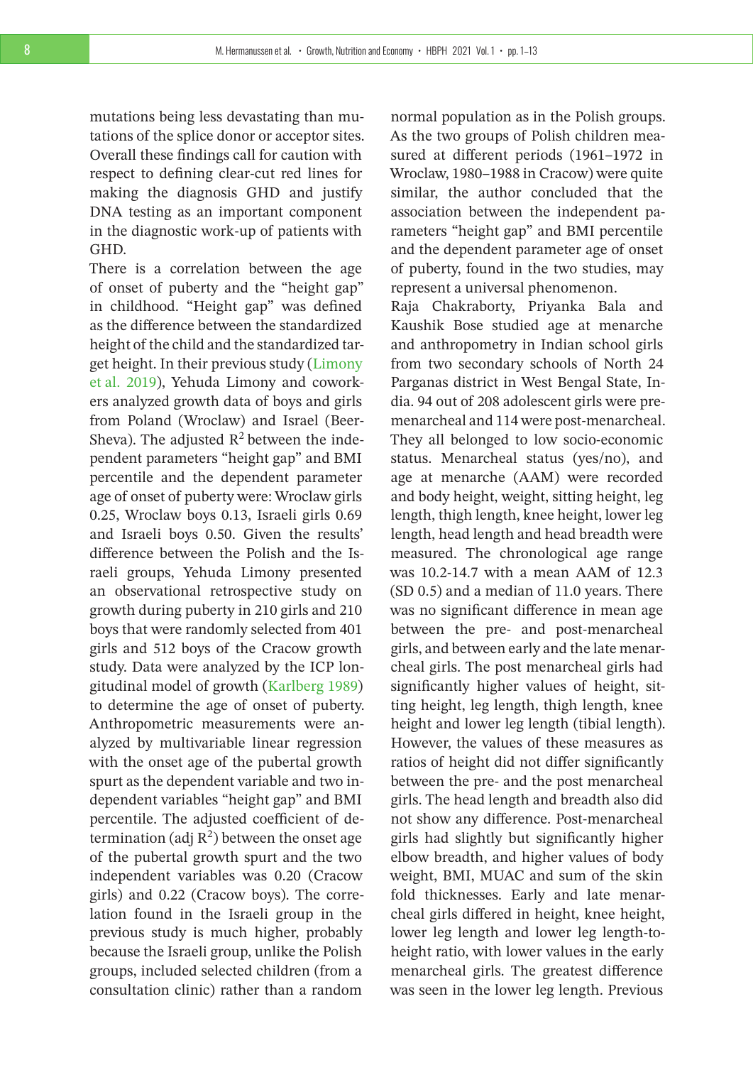mutations being less devastating than mutations of the splice donor or acceptor sites. Overall these findings call for caution with respect to defining clear-cut red lines for making the diagnosis GHD and justify DNA testing as an important component in the diagnostic work-up of patients with GHD.

There is a correlation between the age of onset of puberty and the "height gap" in childhood. "Height gap" was defined as the difference between the standardized height of the child and the standardized target height. In their previous study (Limony et al. 2019), Yehuda Limony and coworkers analyzed growth data of boys and girls from Poland (Wroclaw) and Israel (Beer-Sheva). The adjusted $R^2$ between the independent parameters "height gap" and BMI percentile and the dependent parameter age of onset of puberty were: Wroclaw girls 0.25, Wroclaw boys 0.13, Israeli girls 0.69 and Israeli boys 0.50. Given the results' difference between the Polish and the Israeli groups, Yehuda Limony presented an observational retrospective study on growth during puberty in 210 girls and 210 boys that were randomly selected from 401 girls and 512 boys of the Cracow growth study. Data were analyzed by the ICP longitudinal model of growth (Karlberg 1989) to determine the age of onset of puberty. Anthropometric measurements were analyzed by multivariable linear regression with the onset age of the pubertal growth spurt as the dependent variable and two independent variables "height gap" and BMI percentile. The adjusted coefficient of determination (adj $R^2$) between the onset age of the pubertal growth spurt and the two independent variables was 0.20 (Cracow girls) and 0.22 (Cracow boys). The correlation found in the Israeli group in the previous study is much higher, probably because the Israeli group, unlike the Polish groups, included selected children (from a consultation clinic) rather than a random normal population as in the Polish groups. As the two groups of Polish children measured at different periods (1961–1972 in Wroclaw, 1980–1988 in Cracow) were quite similar, the author concluded that the association between the independent parameters "height gap" and BMI percentile and the dependent parameter age of onset of puberty, found in the two studies, may represent a universal phenomenon.

Raja Chakraborty, Priyanka Bala and Kaushik Bose studied age at menarche and anthropometry in Indian school girls from two secondary schools of North 24 Parganas district in West Bengal State, India. 94 out of 208 adolescent girls were pre-menarcheal and 114 were post-menarcheal. They all belonged to low socio-economic status. Menarcheal status (yes/no), and age at menarche (AAM) were recorded and body height, weight, sitting height, leg length, thigh length, knee height, lower leg length, head length and head breadth were measured. The chronological age range was 10.2-14.7 with a mean AAM of 12.3 (SD 0.5) and a median of 11.0 years. There was no significant difference in mean age between the pre- and post-menarcheal girls, and between early and the late menarcheal girls. The post menarcheal girls had significantly higher values of height, sitting height, leg length, thigh length, knee height and lower leg length (tibial length). However, the values of these measures as ratios of height did not differ significantly between the pre- and the post menarcheal girls. The head length and breadth also did not show any difference. Post-menarcheal girls had slightly but significantly higher elbow breadth, and higher values of body weight, BMI, MUAC and sum of the skin fold thicknesses. Early and late menarcheal girls differed in height, knee height, lower leg length and lower leg length-to-height ratio, with lower values in the early menarcheal girls. The greatest difference was seen in the lower leg length. Previous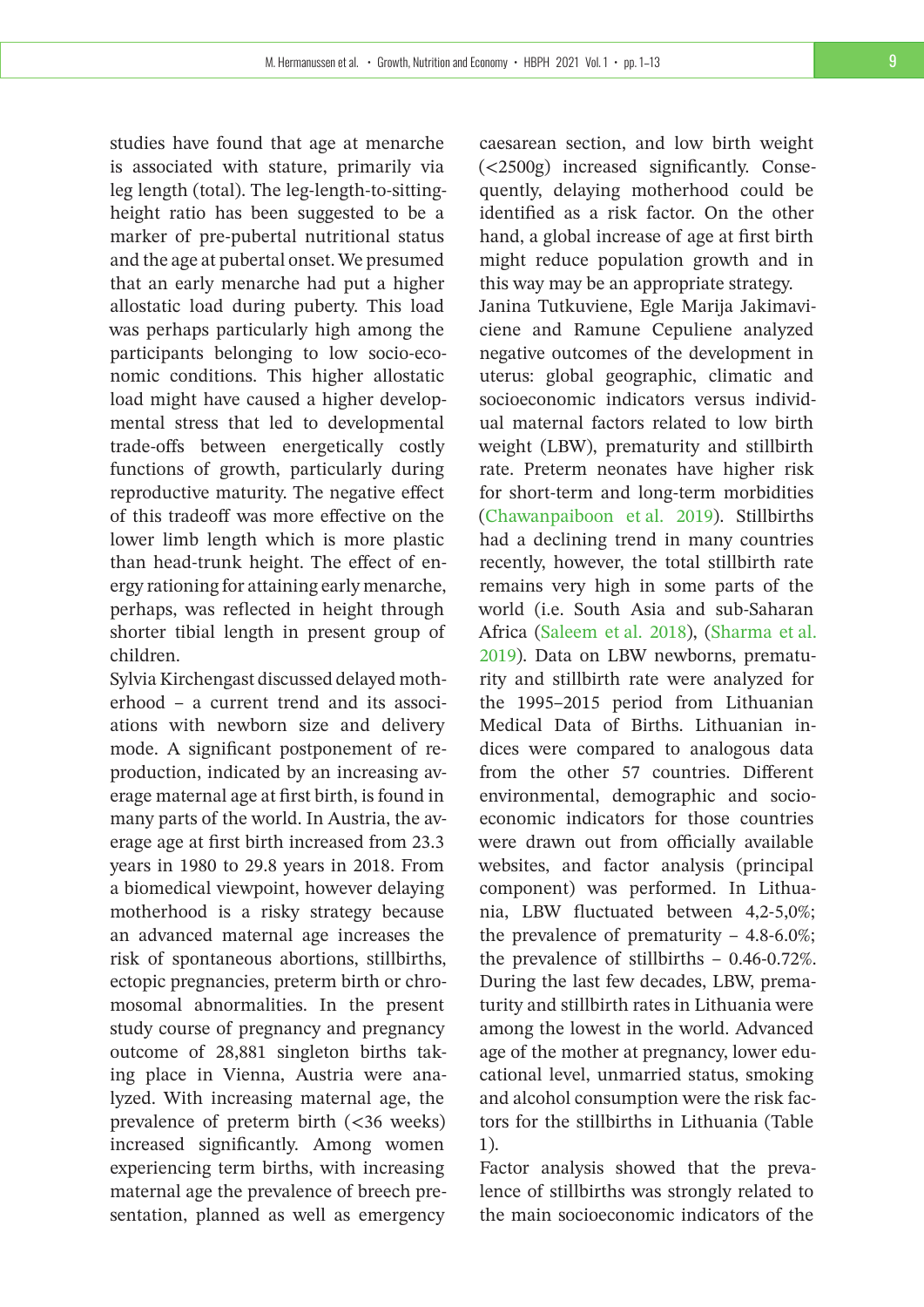studies have found that age at menarche is associated with stature, primarily via leg length (total). The leg-length-to-sitting-height ratio has been suggested to be a marker of pre-pubertal nutritional status and the age at pubertal onset. We presumed that an early menarche had put a higher allostatic load during puberty. This load was perhaps particularly high among the participants belonging to low socio-economic conditions. This higher allostatic load might have caused a higher developmental stress that led to developmental trade-offs between energetically costly functions of growth, particularly during reproductive maturity. The negative effect of this tradeoff was more effective on the lower limb length which is more plastic than head-trunk height. The effect of energy rationing for attaining early menarche, perhaps, was reflected in height through shorter tibial length in present group of children.

Sylvia Kirchengast discussed delayed motherhood – a current trend and its associations with newborn size and delivery mode. A significant postponement of reproduction, indicated by an increasing average maternal age at first birth, is found in many parts of the world. In Austria, the average age at first birth increased from 23.3 years in 1980 to 29.8 years in 2018. From a biomedical viewpoint, however delaying motherhood is a risky strategy because an advanced maternal age increases the risk of spontaneous abortions, stillbirths, ectopic pregnancies, preterm birth or chromosomal abnormalities. In the present study course of pregnancy and pregnancy outcome of 28,881 singleton births taking place in Vienna, Austria were analyzed. With increasing maternal age, the prevalence of preterm birth (<36 weeks) increased significantly. Among women experiencing term births, with increasing maternal age the prevalence of breech presentation, planned as well as emergency caesarean section, and low birth weight (<2500g) increased significantly. Consequently, delaying motherhood could be identified as a risk factor. On the other hand, a global increase of age at first birth might reduce population growth and in this way may be an appropriate strategy.

Janina Tutkuviene, Egle Marija Jakimaviciene and Ramune Cepuliene analyzed negative outcomes of the development in uterus: global geographic, climatic and socioeconomic indicators versus individual maternal factors related to low birth weight (LBW), prematurity and stillbirth rate. Preterm neonates have higher risk for short-term and long-term morbidities (Chawanpaiboon et al. 2019). Stillbirths had a declining trend in many countries recently, however, the total stillbirth rate remains very high in some parts of the world (i.e. South Asia and sub-Saharan Africa (Saleem et al. 2018), (Sharma et al. 2019). Data on LBW newborns, prematurity and stillbirth rate were analyzed for the 1995–2015 period from Lithuanian Medical Data of Births. Lithuanian indices were compared to analogous data from the other 57 countries. Different environmental, demographic and socio-economic indicators for those countries were drawn out from officially available websites, and factor analysis (principal component) was performed. In Lithuania, LBW fluctuated between 4,2-5,0%; the prevalence of prematurity – 4.8-6.0%; the prevalence of stillbirths – 0.46-0.72%. During the last few decades, LBW, prematurity and stillbirth rates in Lithuania were among the lowest in the world. Advanced age of the mother at pregnancy, lower educational level, unmarried status, smoking and alcohol consumption were the risk factors for the stillbirths in Lithuania (Table 1).

Factor analysis showed that the prevalence of stillbirths was strongly related to the main socioeconomic indicators of the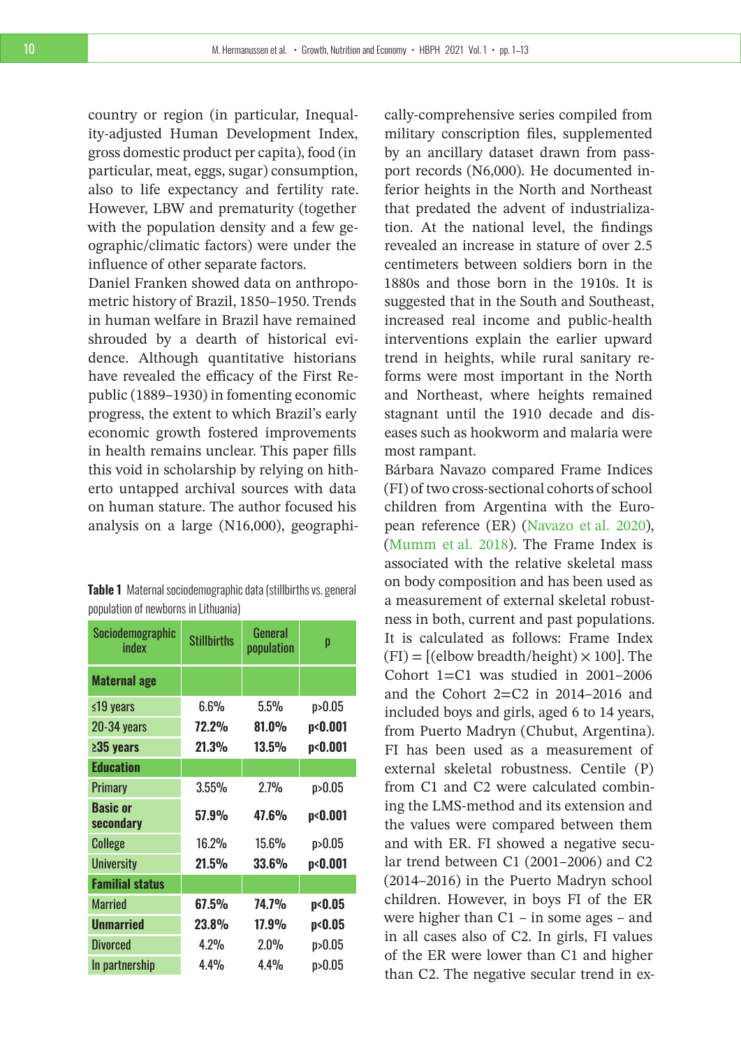country or region (in particular, Inequality-adjusted Human Development Index, gross domestic product per capita), food (in particular, meat, eggs, sugar) consumption, also to life expectancy and fertility rate. However, LBW and prematurity (together with the population density and a few geographic/climatic factors) were under the influence of other separate factors.

Daniel Franken showed data on anthropometric history of Brazil, 1850–1950. Trends in human welfare in Brazil have remained shrouded by a dearth of historical evidence. Although quantitative historians have revealed the efficacy of the First Republic (1889–1930) in fomenting economic progress, the extent to which Brazil's early economic growth fostered improvements in health remains unclear. This paper fills this void in scholarship by relying on hitherto untapped archival sources with data on human stature. The author focused his analysis on a large (N16,000), geographically-comprehensive series compiled from military conscription files, supplemented by an ancillary dataset drawn from passport records (N6,000). He documented inferior heights in the North and Northeast that predated the advent of industrialization. At the national level, the findings revealed an increase in stature of over 2.5 centimeters between soldiers born in the 1880s and those born in the 1910s. It is suggested that in the South and Southeast, increased real income and public-health interventions explain the earlier upward trend in heights, while rural sanitary reforms were most important in the North and Northeast, where heights remained stagnant until the 1910 decade and diseases such as hookworm and malaria were most rampant.

Bárbara Navazo compared Frame Indices (FI) of two cross-sectional cohorts of school children from Argentina with the European reference (ER) (Navazo et al. 2020), (Mumm et al. 2018). The Frame Index is associated with the relative skeletal mass on body composition and has been used as a measurement of external skeletal robustness in both, current and past populations. It is calculated as follows: Frame Index (FI) = [(elbow breadth/height) × 100]. The Cohort 1=C1 was studied in 2001–2006 and the Cohort 2=C2 in 2014–2016 and included boys and girls, aged 6 to 14 years, from Puerto Madryn (Chubut, Argentina). FI has been used as a measurement of external skeletal robustness. Centile (P) from C1 and C2 were calculated combining the LMS-method and its extension and the values were compared between them and with ER. FI showed a negative secular trend between C1 (2001–2006) and C2 (2014–2016) in the Puerto Madryn school children. However, in boys FI of the ER were higher than C1 – in some ages – and in all cases also of C2. In girls, FI values of the ER were lower than C1 and higher than C2. The negative secular trend in ex-

**Table 1** Maternal sociodemographic data (stillbirths vs. general population of newborns in Lithuania)

| Sociodemographic index | Stillbirths | General population | p |
|---|---|---|---|
| **Maternal age** | | | |
| ≤19 years | 6.6% | 5.5% | $p>0.05$ |
| 20-34 years | **72.2%** | **81.0%** | $\mathbf{p<0.001}$ |
| **≥35 years** | **21.3%** | **13.5%** | $\mathbf{p<0.001}$ |
| **Education** | | | |
| Primary | 3.55% | 2.7% | $p>0.05$ |
| **Basic or secondary** | **57.9%** | **47.6%** | $\mathbf{p<0.001}$ |
| College | 16.2% | 15.6% | $p>0.05$ |
| University | **21.5%** | **33.6%** | $\mathbf{p<0.001}$ |
| **Familial status** | | | |
| Married | **67.5%** | **74.7%** | $\mathbf{p<0.05}$ |
| **Unmarried** | **23.8%** | **17.9%** | $\mathbf{p<0.05}$ |
| Divorced | 4.2% | 2.0% | $p>0.05$ |
| In partnership | 4.4% | 4.4% | $p>0.05$ |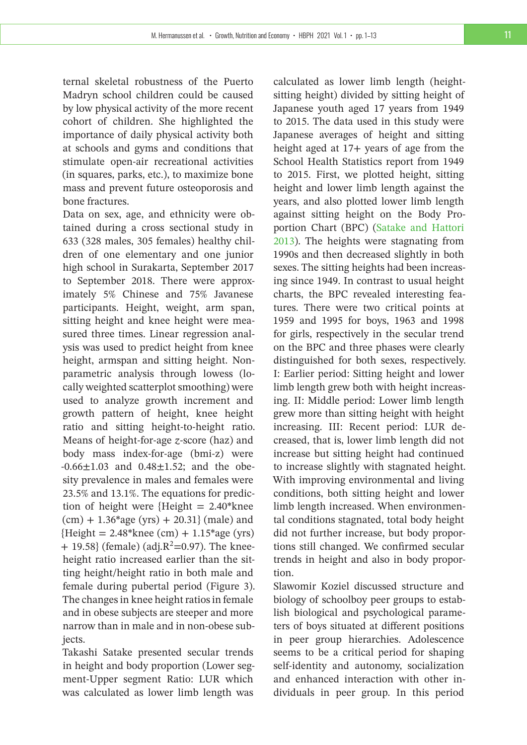ternal skeletal robustness of the Puerto Madryn school children could be caused by low physical activity of the more recent cohort of children. She highlighted the importance of daily physical activity both at schools and gyms and conditions that stimulate open-air recreational activities (in squares, parks, etc.), to maximize bone mass and prevent future osteoporosis and bone fractures.

Data on sex, age, and ethnicity were obtained during a cross sectional study in 633 (328 males, 305 females) healthy children of one elementary and one junior high school in Surakarta, September 2017 to September 2018. There were approximately 5% Chinese and 75% Javanese participants. Height, weight, arm span, sitting height and knee height were measured three times. Linear regression analysis was used to predict height from knee height, armspan and sitting height. Nonparametric analysis through lowess (locally weighted scatterplot smoothing) were used to analyze growth increment and growth pattern of height, knee height ratio and sitting height-to-height ratio. Means of height-for-age *z*-score (haz) and body mass index-for-age (bmi-z) were -0.66±1.03 and 0.48±1.52; and the obesity prevalence in males and females were 23.5% and 13.1%. The equations for prediction of height were {Height = 2.40*knee (cm) + 1.36*age (yrs) + 20.31} (male) and {Height = 2.48*knee (cm) + 1.15*age (yrs) + 19.58} (female) (adj.$R^2$=0.97). The knee-height ratio increased earlier than the sitting height/height ratio in both male and female during pubertal period (Figure 3). The changes in knee height ratios in female and in obese subjects are steeper and more narrow than in male and in non-obese subjects.

Takashi Satake presented secular trends in height and body proportion (Lower segment-Upper segment Ratio: LUR which was calculated as lower limb length was calculated as lower limb length (height-sitting height) divided by sitting height of Japanese youth aged 17 years from 1949 to 2015. The data used in this study were Japanese averages of height and sitting height aged at 17+ years of age from the School Health Statistics report from 1949 to 2015. First, we plotted height, sitting height and lower limb length against the years, and also plotted lower limb length against sitting height on the Body Proportion Chart (BPC) (Satake and Hattori 2013). The heights were stagnating from 1990s and then decreased slightly in both sexes. The sitting heights had been increasing since 1949. In contrast to usual height charts, the BPC revealed interesting features. There were two critical points at 1959 and 1995 for boys, 1963 and 1998 for girls, respectively in the secular trend on the BPC and three phases were clearly distinguished for both sexes, respectively. I: Earlier period: Sitting height and lower limb length grew both with height increasing. II: Middle period: Lower limb length grew more than sitting height with height increasing. III: Recent period: LUR decreased, that is, lower limb length did not increase but sitting height had continued to increase slightly with stagnated height. With improving environmental and living conditions, both sitting height and lower limb length increased. When environmental conditions stagnated, total body height did not further increase, but body proportions still changed. We confirmed secular trends in height and also in body proportion.

Slawomir Koziel discussed structure and biology of schoolboy peer groups to establish biological and psychological parameters of boys situated at different positions in peer group hierarchies. Adolescence seems to be a critical period for shaping self-identity and autonomy, socialization and enhanced interaction with other individuals in peer group. In this period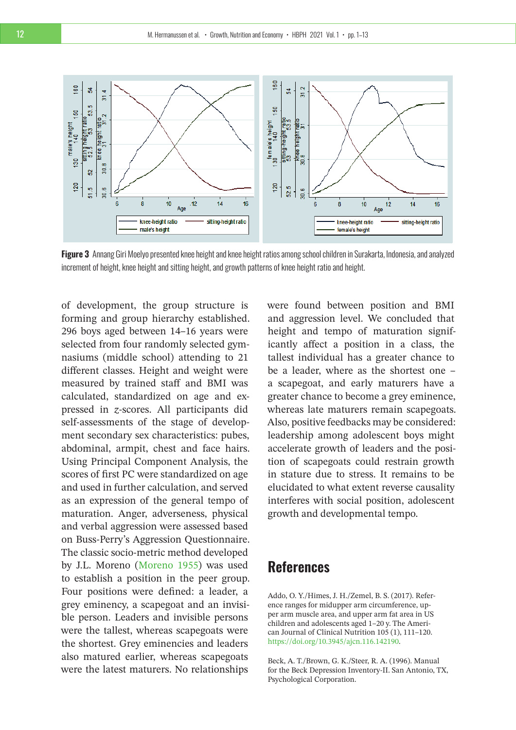**Figure 3** Annang Giri Moelyo presented knee height and knee height ratios among school children in Surakarta, Indonesia, and analyzed increment of height, knee height and sitting height, and growth patterns of knee height ratio and height.

of development, the group structure is forming and group hierarchy established. 296 boys aged between 14–16 years were selected from four randomly selected gymnasiums (middle school) attending to 21 different classes. Height and weight were measured by trained staff and BMI was calculated, standardized on age and expressed in *z*-scores. All participants did self-assessments of the stage of development secondary sex characteristics: pubes, abdominal, armpit, chest and face hairs. Using Principal Component Analysis, the scores of first PC were standardized on age and used in further calculation, and served as an expression of the general tempo of maturation. Anger, adverseness, physical and verbal aggression were assessed based on Buss-Perry's Aggression Questionnaire. The classic socio-metric method developed by J.L. Moreno (Moreno 1955) was used to establish a position in the peer group. Four positions were defined: a leader, a grey eminency, a scapegoat and an invisible person. Leaders and invisible persons were the tallest, whereas scapegoats were the shortest. Grey eminencies and leaders also matured earlier, whereas scapegoats were the latest maturers. No relationships were found between position and BMI and aggression level. We concluded that height and tempo of maturation significantly affect a position in a class, the tallest individual has a greater chance to be a leader, where as the shortest – a scapegoat, and early maturers have a greater chance to become a grey eminence, whereas late maturers remain scapegoats. Also, positive feedbacks may be considered: leadership among adolescent boys might accelerate growth of leaders and the position of scapegoats could restrain growth in stature due to stress. It remains to be elucidated to what extent reverse causality interferes with social position, adolescent growth and developmental tempo.

## References

Addo, O. Y./Himes, J. H./Zemel, B. S. (2017). Reference ranges for midupper arm circumference, upper arm muscle area, and upper arm fat area in US children and adolescents aged 1–20 y. The American Journal of Clinical Nutrition 105 (1), 111–120. https://doi.org/10.3945/ajcn.116.142190.

Beck, A. T./Brown, G. K./Steer, R. A. (1996). Manual for the Beck Depression Inventory-II. San Antonio, TX, Psychological Corporation.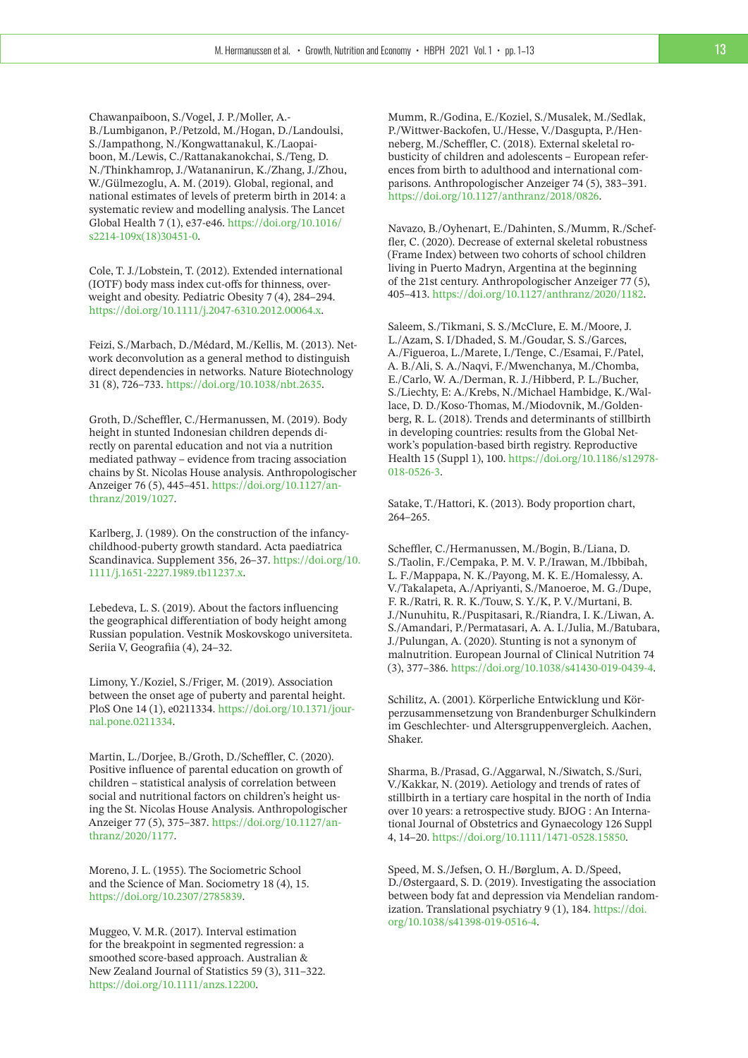Chawanpaiboon, S./Vogel, J. P./Moller, A.-B./Lumbiganon, P./Petzold, M./Hogan, D./Landoulsi, S./Jampathong, N./Kongwattanakul, K./Laopaiboon, M./Lewis, C./Rattanakanokchai, S./Teng, D. N./Thinkhamrop, J./Watananirun, K./Zhang, J./Zhou, W./Gülmezoglu, A. M. (2019). Global, regional, and national estimates of levels of preterm birth in 2014: a systematic review and modelling analysis. The Lancet Global Health 7 (1), e37-e46. https://doi.org/10.1016/s2214-109x(18)30451-0.

Cole, T. J./Lobstein, T. (2012). Extended international (IOTF) body mass index cut-offs for thinness, overweight and obesity. Pediatric Obesity 7 (4), 284–294. https://doi.org/10.1111/j.2047-6310.2012.00064.x.

Feizi, S./Marbach, D./Médard, M./Kellis, M. (2013). Network deconvolution as a general method to distinguish direct dependencies in networks. Nature Biotechnology 31 (8), 726–733. https://doi.org/10.1038/nbt.2635.

Groth, D./Scheffler, C./Hermanussen, M. (2019). Body height in stunted Indonesian children depends directly on parental education and not via a nutrition mediated pathway – evidence from tracing association chains by St. Nicolas House analysis. Anthropologischer Anzeiger 76 (5), 445–451. https://doi.org/10.1127/anthranz/2019/1027.

Karlberg, J. (1989). On the construction of the infancy-childhood-puberty growth standard. Acta paediatrica Scandinavica. Supplement 356, 26–37. https://doi.org/10.1111/j.1651-2227.1989.tb11237.x.

Lebedeva, L. S. (2019). About the factors influencing the geographical differentiation of body height among Russian population. Vestnik Moskovskogo universiteta. Seriia V, Geografiia (4), 24–32.

Limony, Y./Koziel, S./Friger, M. (2019). Association between the onset age of puberty and parental height. PloS One 14 (1), e0211334. https://doi.org/10.1371/journal.pone.0211334.

Martin, L./Dorjee, B./Groth, D./Scheffler, C. (2020). Positive influence of parental education on growth of children – statistical analysis of correlation between social and nutritional factors on children's height using the St. Nicolas House Analysis. Anthropologischer Anzeiger 77 (5), 375–387. https://doi.org/10.1127/anthranz/2020/1177.

Moreno, J. L. (1955). The Sociometric School and the Science of Man. Sociometry 18 (4), 15. https://doi.org/10.2307/2785839.

Muggeo, V. M.R. (2017). Interval estimation for the breakpoint in segmented regression: a smoothed score-based approach. Australian & New Zealand Journal of Statistics 59 (3), 311–322. https://doi.org/10.1111/anzs.12200.

Mumm, R./Godina, E./Koziel, S./Musalek, M./Sedlak, P./Wittwer-Backofen, U./Hesse, V./Dasgupta, P./Henneberg, M./Scheffler, C. (2018). External skeletal robusticity of children and adolescents – European references from birth to adulthood and international comparisons. Anthropologischer Anzeiger 74 (5), 383–391. https://doi.org/10.1127/anthranz/2018/0826.

Navazo, B./Oyhenart, E./Dahinten, S./Mumm, R./Scheffler, C. (2020). Decrease of external skeletal robustness (Frame Index) between two cohorts of school children living in Puerto Madryn, Argentina at the beginning of the 21st century. Anthropologischer Anzeiger 77 (5), 405–413. https://doi.org/10.1127/anthranz/2020/1182.

Saleem, S./Tikmani, S. S./McClure, E. M./Moore, J. L./Azam, S. I/Dhaded, S. M./Goudar, S. S./Garces, A./Figueroa, L./Marete, I./Tenge, C./Esamai, F./Patel, A. B./Ali, S. A./Naqvi, F./Mwenchanya, M./Chomba, E./Carlo, W. A./Derman, R. J./Hibberd, P. L./Bucher, S./Liechty, E: A./Krebs, N./Michael Hambidge, K./Wallace, D. D./Koso-Thomas, M./Miodovnik, M./Goldenberg, R. L. (2018). Trends and determinants of stillbirth in developing countries: results from the Global Network's population-based birth registry. Reproductive Health 15 (Suppl 1), 100. https://doi.org/10.1186/s12978-018-0526-3.

Satake, T./Hattori, K. (2013). Body proportion chart, 264–265.

Scheffler, C./Hermanussen, M./Bogin, B./Liana, D. S./Taolin, F./Cempaka, P. M. V. P./Irawan, M./Ibbibah, L. F./Mappapa, N. K./Payong, M. K. E./Homalessy, A. V./Takalapeta, A./Apriyanti, S./Manoeroe, M. G./Dupe, F. R./Ratri, R. R. K./Touw, S. Y./K, P. V./Murtani, B. J./Nunuhitu, R./Puspitasari, R./Riandra, I. K./Liwan, A. S./Amandari, P./Permatasari, A. A. I./Julia, M./Batubara, J./Pulungan, A. (2020). Stunting is not a synonym of malnutrition. European Journal of Clinical Nutrition 74 (3), 377–386. https://doi.org/10.1038/s41430-019-0439-4.

Schilitz, A. (2001). Körperliche Entwicklung und Körperzusammensetzung von Brandenburger Schulkindern im Geschlechter- und Altersgruppenvergleich. Aachen, Shaker.

Sharma, B./Prasad, G./Aggarwal, N./Siwatch, S./Suri, V./Kakkar, N. (2019). Aetiology and trends of rates of stillbirth in a tertiary care hospital in the north of India over 10 years: a retrospective study. BJOG : An International Journal of Obstetrics and Gynaecology 126 Suppl 4, 14–20. https://doi.org/10.1111/1471-0528.15850.

Speed, M. S./Jefsen, O. H./Børglum, A. D./Speed, D./Østergaard, S. D. (2019). Investigating the association between body fat and depression via Mendelian randomization. Translational psychiatry 9 (1), 184. https://doi.org/10.1038/s41398-019-0516-4.